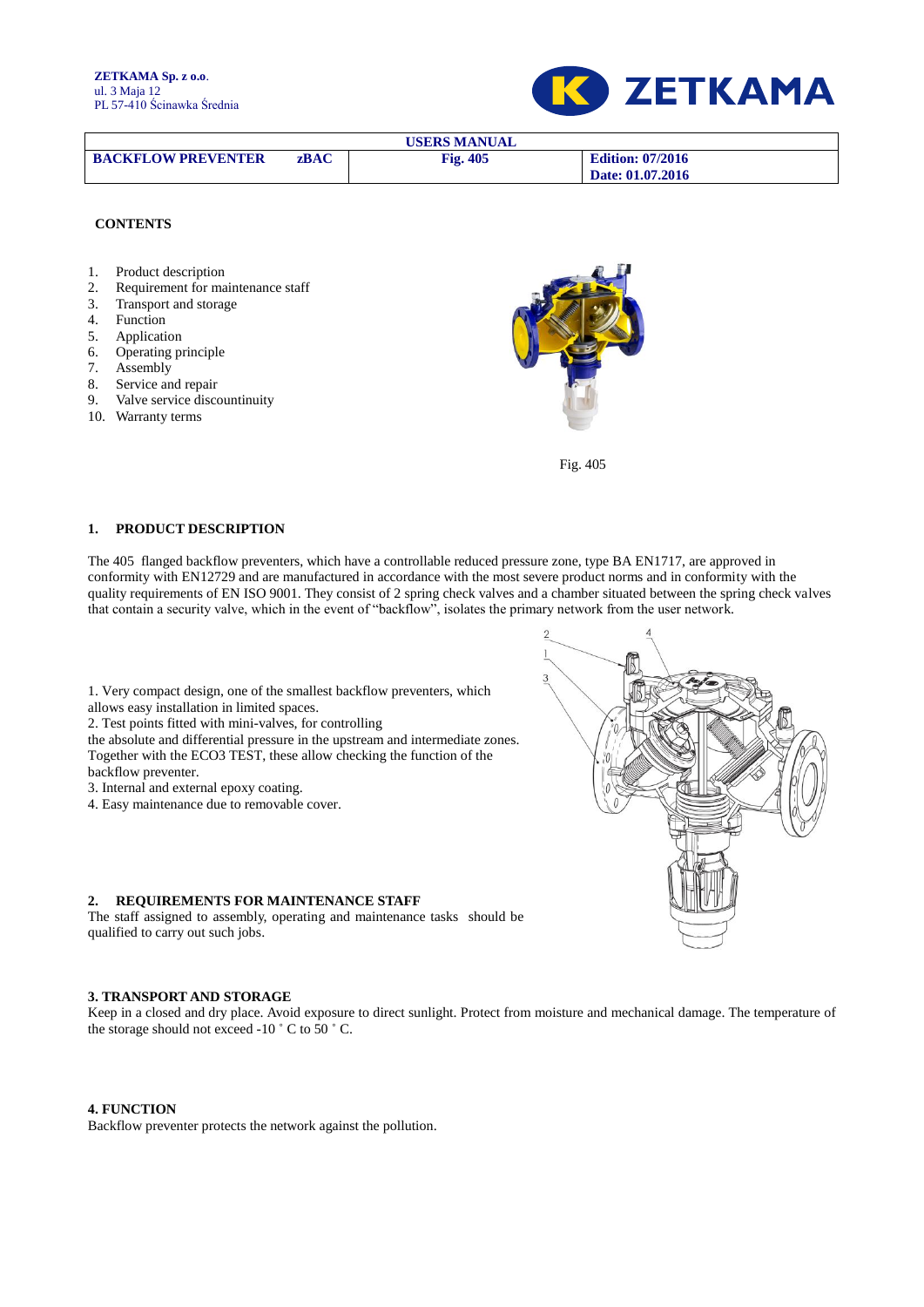**ZETKAMA Sp. z o.o.**
ul. 3 Maja 12
PL 57-410 Ścinawka Średnia

| USERS MANUAL | | | |
|---|---|---|---|
| **BACKFLOW PREVENTER** | **zBAC** | **Fig. 405** | **Edition: 07/2016** **Date: 01.07.2016** |

**CONTENTS**

1. Product description
2. Requirement for maintenance staff
3. Transport and storage
4. Function
5. Application
6. Operating principle
7. Assembly
8. Service and repair
9. Valve service discountinuity
10. Warranty terms

Fig. 405

## 1. PRODUCT DESCRIPTION

The 405 flanged backflow preventers, which have a controllable reduced pressure zone, type BA EN1717, are approved in conformity with EN12729 and are manufactured in accordance with the most severe product norms and in conformity with the quality requirements of EN ISO 9001. They consist of 2 spring check valves and a chamber situated between the spring check valves that contain a security valve, which in the event of "backflow", isolates the primary network from the user network.

1. Very compact design, one of the smallest backflow preventers, which allows easy installation in limited spaces.
2. Test points fitted with mini-valves, for controlling the absolute and differential pressure in the upstream and intermediate zones. Together with the ECO3 TEST, these allow checking the function of the backflow preventer.
3. Internal and external epoxy coating.
4. Easy maintenance due to removable cover.

## 2. REQUIREMENTS FOR MAINTENANCE STAFF

The staff assigned to assembly, operating and maintenance tasks should be qualified to carry out such jobs.

## 3. TRANSPORT AND STORAGE

Keep in a closed and dry place. Avoid exposure to direct sunlight. Protect from moisture and mechanical damage. The temperature of the storage should not exceed -10 ˚ C to 50 ˚ C.

## 4. FUNCTION

Backflow preventer protects the network against the pollution.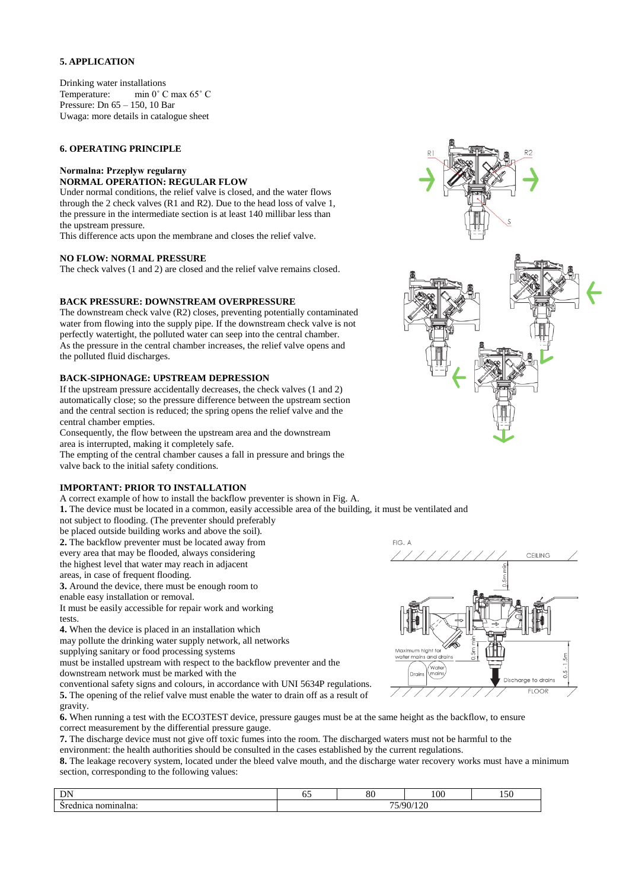## 5. APPLICATION

Drinking water installations
Temperature: min 0˚ C max 65˚ C
Pressure: Dn 65 – 150, 10 Bar
Uwaga: more details in catalogue sheet

## 6. OPERATING PRINCIPLE

**Normalna: Przepływ regularny**
**NORMAL OPERATION: REGULAR FLOW**

Under normal conditions, the relief valve is closed, and the water flows through the 2 check valves (R1 and R2). Due to the head loss of valve 1, the pressure in the intermediate section is at least 140 millibar less than the upstream pressure.
This difference acts upon the membrane and closes the relief valve.

**NO FLOW: NORMAL PRESSURE**

The check valves (1 and 2) are closed and the relief valve remains closed.

**BACK PRESSURE: DOWNSTREAM OVERPRESSURE**

The downstream check valve (R2) closes, preventing potentially contaminated water from flowing into the supply pipe. If the downstream check valve is not perfectly watertight, the polluted water can seep into the central chamber.
As the pressure in the central chamber increases, the relief valve opens and the polluted fluid discharges.

**BACK-SIPHONAGE: UPSTREAM DEPRESSION**

If the upstream pressure accidentally decreases, the check valves (1 and 2) automatically close; so the pressure difference between the upstream section and the central section is reduced; the spring opens the relief valve and the central chamber empties.
Consequently, the flow between the upstream area and the downstream area is interrupted, making it completely safe.
The emptying of the central chamber causes a fall in pressure and brings the valve back to the initial safety conditions.

**IMPORTANT: PRIOR TO INSTALLATION**

A correct example of how to install the backflow preventer is shown in Fig. A.

**1.** The device must be located in a common, easily accessible area of the building, it must be ventilated and not subject to flooding. (The preventer should preferably be placed outside building works and above the soil).

**2.** The backflow preventer must be located away from every area that may be flooded, always considering the highest level that water may reach in adjacent areas, in case of frequent flooding.

**3.** Around the device, there must be enough room to enable easy installation or removal.
It must be easily accessible for repair work and working tests.

**4.** When the device is placed in an installation which may pollute the drinking water supply network, all networks supplying sanitary or food processing systems must be installed upstream with respect to the backflow preventer and the downstream network must be marked with the conventional safety signs and colours, in accordance with UNI 5634P regulations.

**5.** The opening of the relief valve must enable the water to drain off as a result of gravity.

**6.** When running a test with the ECO3TEST device, pressure gauges must be at the same height as the backflow, to ensure correct measurement by the differential pressure gauge.

**7.** The discharge device must not give off toxic fumes into the room. The discharged waters must not be harmful to the environment: the health authorities should be consulted in the cases established by the current regulations.

**8.** The leakage recovery system, located under the bleed valve mouth, and the discharge water recovery works must have a minimum section, corresponding to the following values:

| DN | 65 | 80 | 100 | 150 |
|---|---|---|---|---|
| Średnica nominalna: | 75/90/120 | | | |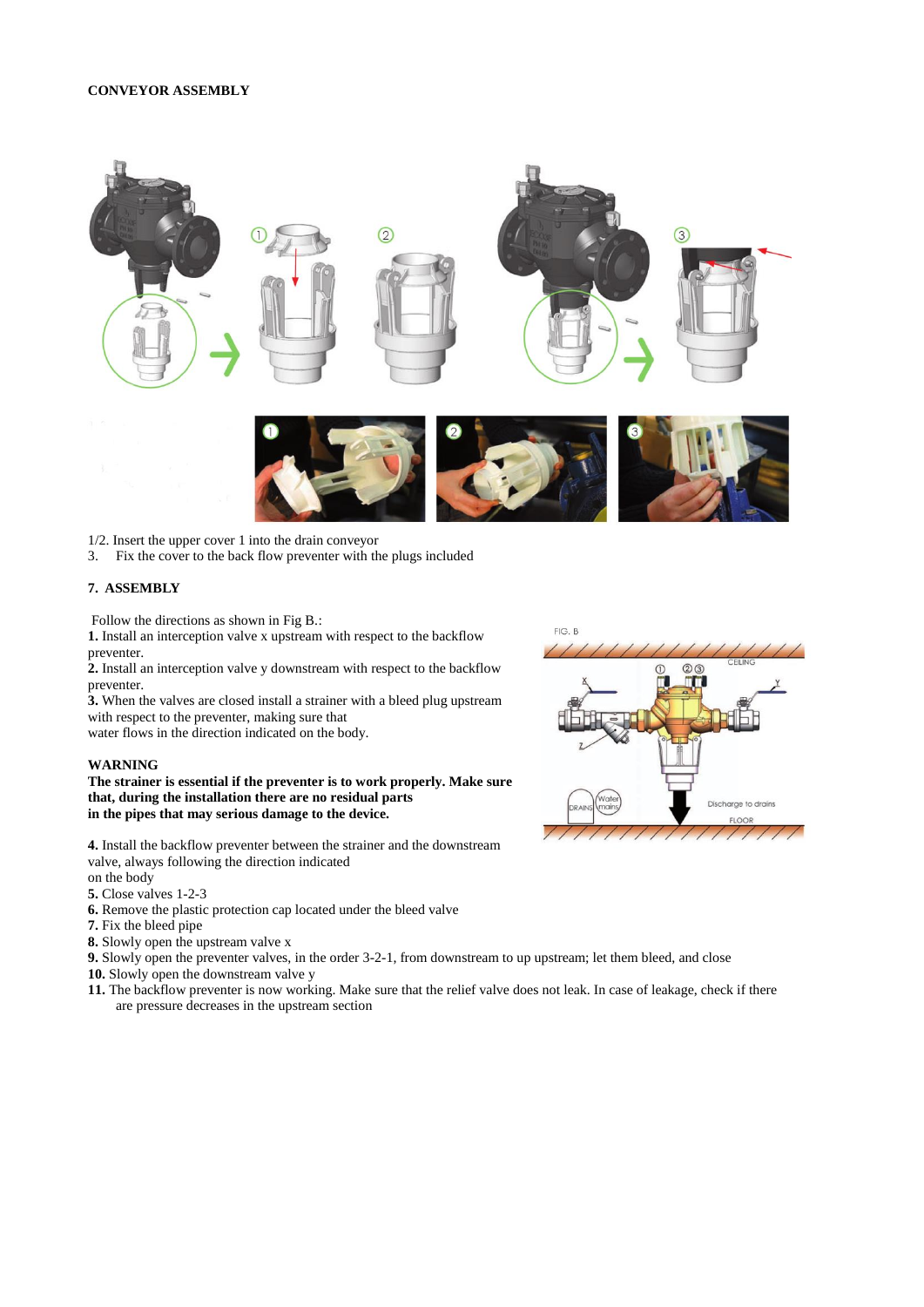**CONVEYOR ASSEMBLY**

1/2. Insert the upper cover 1 into the drain conveyor
3. Fix the cover to the back flow preventer with the plugs included

## 7. ASSEMBLY

Follow the directions as shown in Fig B.:

**1.** Install an interception valve x upstream with respect to the backflow preventer.
**2.** Install an interception valve y downstream with respect to the backflow preventer.
**3.** When the valves are closed install a strainer with a bleed plug upstream with respect to the preventer, making sure that water flows in the direction indicated on the body.

**WARNING**
**The strainer is essential if the preventer is to work properly. Make sure that, during the installation there are no residual parts in the pipes that may serious damage to the device.**

**4.** Install the backflow preventer between the strainer and the downstream valve, always following the direction indicated on the body
**5.** Close valves 1-2-3
**6.** Remove the plastic protection cap located under the bleed valve
**7.** Fix the bleed pipe
**8.** Slowly open the upstream valve x
**9.** Slowly open the preventer valves, in the order 3-2-1, from downstream to up upstream; let them bleed, and close
**10.** Slowly open the downstream valve y
**11.** The backflow preventer is now working. Make sure that the relief valve does not leak. In case of leakage, check if there are pressure decreases in the upstream section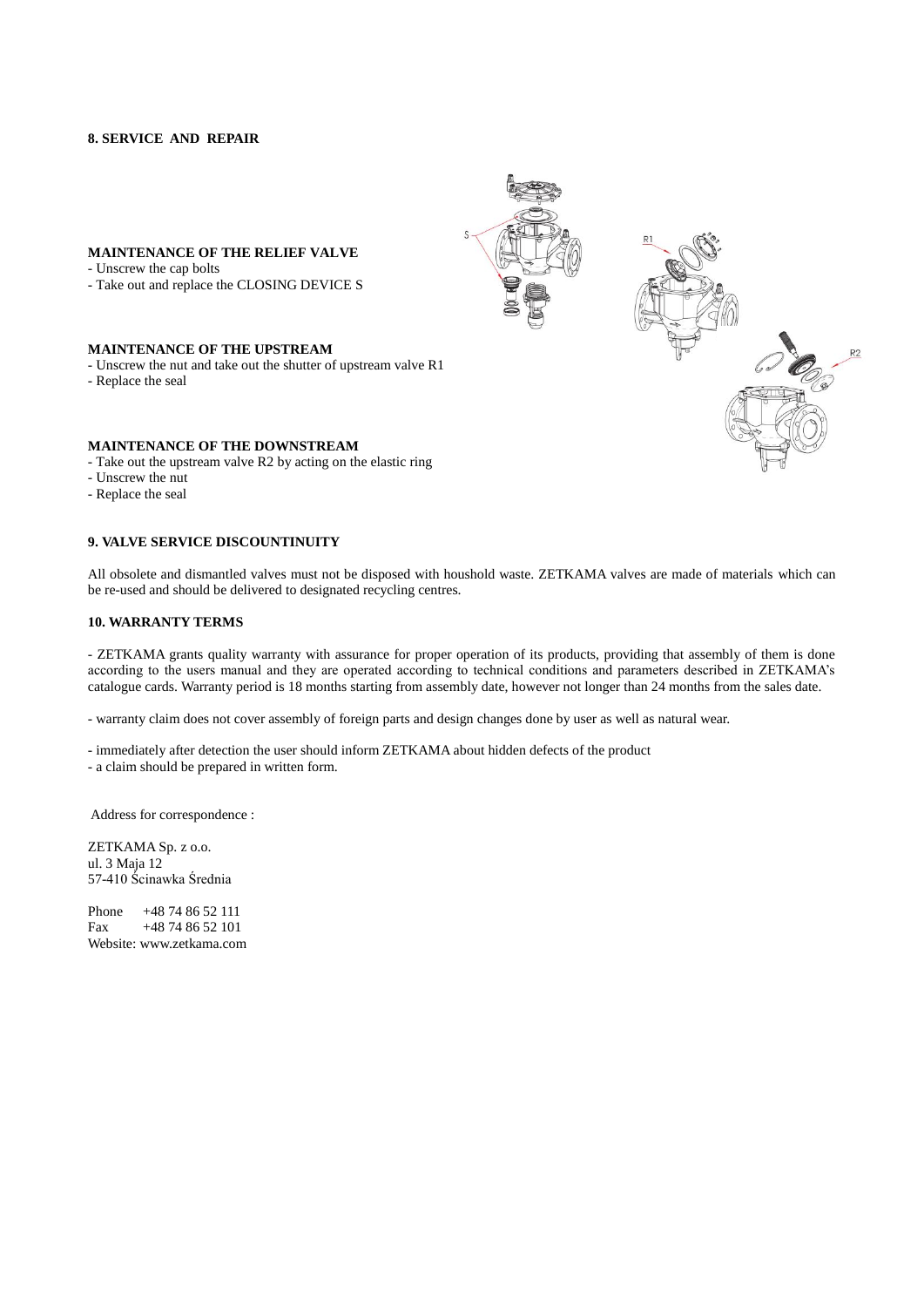## 8. SERVICE AND REPAIR

S

R1

R2

**MAINTENANCE OF THE RELIEF VALVE**

- Unscrew the cap bolts
- Take out and replace the CLOSING DEVICE S

**MAINTENANCE OF THE UPSTREAM**

- Unscrew the nut and take out the shutter of upstream valve R1
- Replace the seal

**MAINTENANCE OF THE DOWNSTREAM**

- Take out the upstream valve R2 by acting on the elastic ring
- Unscrew the nut
- Replace the seal

## 9. VALVE SERVICE DISCOUNTINUITY

All obsolete and dismantled valves must not be disposed with houshold waste. ZETKAMA valves are made of materials which can be re-used and should be delivered to designated recycling centres.

## 10. WARRANTY TERMS

- ZETKAMA grants quality warranty with assurance for proper operation of its products, providing that assembly of them is done according to the users manual and they are operated according to technical conditions and parameters described in ZETKAMA's catalogue cards. Warranty period is 18 months starting from assembly date, however not longer than 24 months from the sales date.

- warranty claim does not cover assembly of foreign parts and design changes done by user as well as natural wear.

- immediately after detection the user should inform ZETKAMA about hidden defects of the product
- a claim should be prepared in written form.

Address for correspondence :

ZETKAMA Sp. z o.o.
ul. 3 Maja 12
57-410 Ścinawka Średnia

Phone +48 74 86 52 111
Fax +48 74 86 52 101
Website: www.zetkama.com